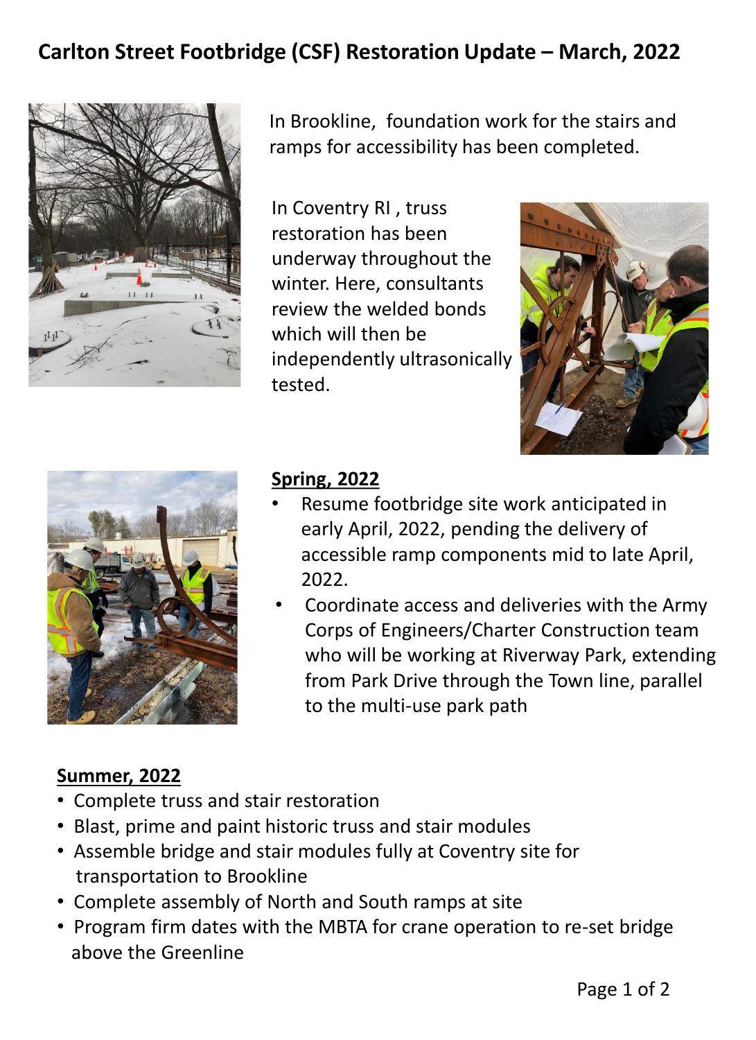# Carlton Street Footbridge (CSF) Restoration Update – March, 2022

In Brookline, foundation work for the stairs and ramps for accessibility has been completed.

In Coventry RI , truss restoration has been underway throughout the winter. Here, consultants review the welded bonds which will then be independently ultrasonically tested.

**Spring, 2022**

- Resume footbridge site work anticipated in early April, 2022, pending the delivery of accessible ramp components mid to late April, 2022.
- Coordinate access and deliveries with the Army Corps of Engineers/Charter Construction team who will be working at Riverway Park, extending from Park Drive through the Town line, parallel to the multi-use park path

**Summer, 2022**

- Complete truss and stair restoration
- Blast, prime and paint historic truss and stair modules
- Assemble bridge and stair modules fully at Coventry site for transportation to Brookline
- Complete assembly of North and South ramps at site
- Program firm dates with the MBTA for crane operation to re-set bridge above the Greenline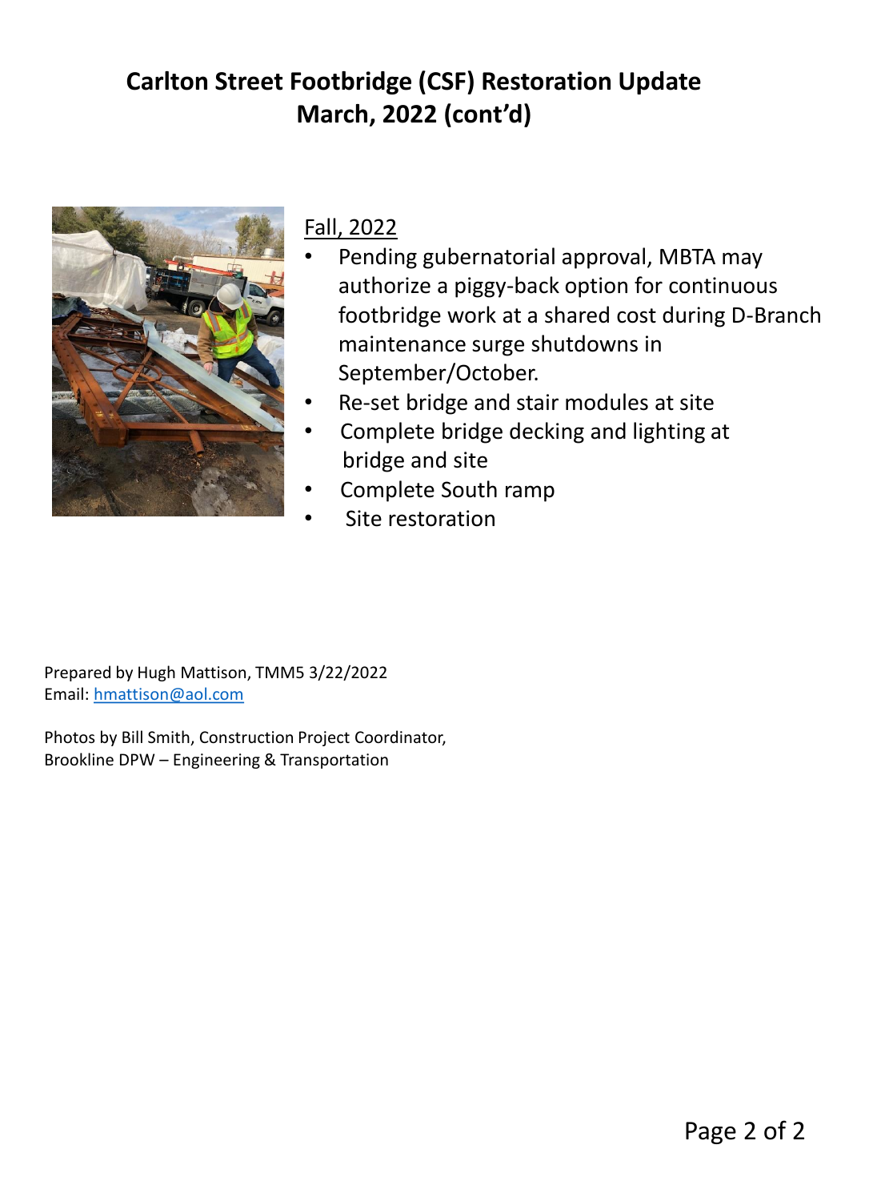# Carlton Street Footbridge (CSF) Restoration Update March, 2022 (cont'd)

Fall, 2022

- Pending gubernatorial approval, MBTA may authorize a piggy-back option for continuous footbridge work at a shared cost during D-Branch maintenance surge shutdowns in September/October.
- Re-set bridge and stair modules at site
- Complete bridge decking and lighting at bridge and site
- Complete South ramp
- Site restoration

Prepared by Hugh Mattison, TMM5 3/22/2022
Email: hmattison@aol.com

Photos by Bill Smith, Construction Project Coordinator, Brookline DPW – Engineering & Transportation